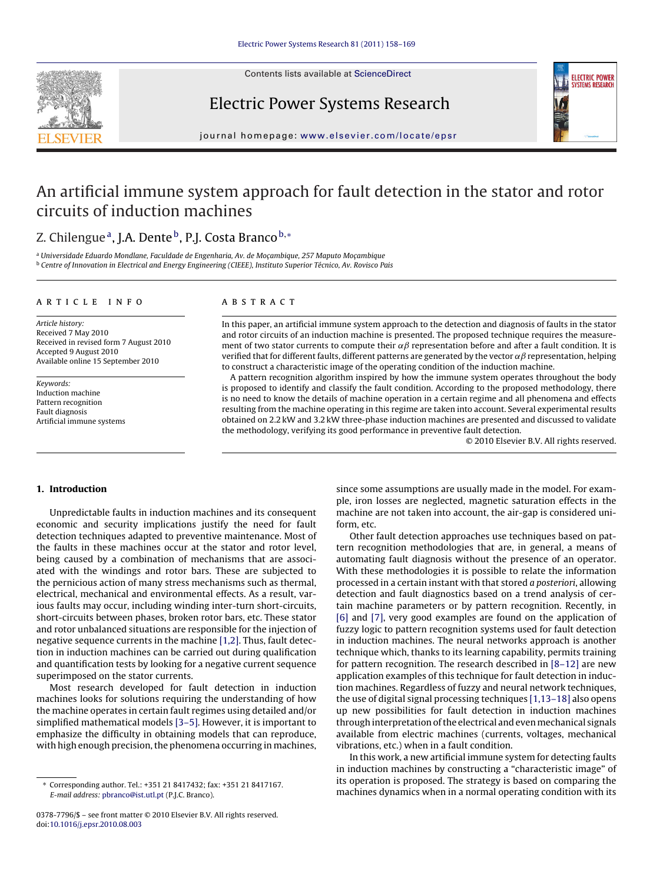# An artificial immune system approach for fault detection in the stator and rotor circuits of induction machines

Z. Chilengue [a], J.A. Dente [b], P.J. Costa Branco [b,*]

[a] Universidade Eduardo Mondlane, Faculdade de Engenharia, Av. de Moçambique, 257 Maputo Moçambique
[b] Centre of Innovation in Electrical and Energy Engineering (CIEEE), Instituto Superior Técnico, Av. Rovisco Pais

## ARTICLE INFO

*Article history:*
Received 7 May 2010
Received in revised form 7 August 2010
Accepted 9 August 2010
Available online 15 September 2010

*Keywords:*
Induction machine
Pattern recognition
Fault diagnosis
Artificial immune systems

## ABSTRACT

In this paper, an artificial immune system approach to the detection and diagnosis of faults in the stator and rotor circuits of an induction machine is presented. The proposed technique requires the measurement of two stator currents to compute their $\alpha\beta$ representation before and after a fault condition. It is verified that for different faults, different patterns are generated by the vector $\alpha\beta$ representation, helping to construct a characteristic image of the operating condition of the induction machine.

A pattern recognition algorithm inspired by how the immune system operates throughout the body is proposed to identify and classify the fault condition. According to the proposed methodology, there is no need to know the details of machine operation in a certain regime and all phenomena and effects resulting from the machine operating in this regime are taken into account. Several experimental results obtained on 2.2 kW and 3.2 kW three-phase induction machines are presented and discussed to validate the methodology, verifying its good performance in preventive fault detection.

© 2010 Elsevier B.V. All rights reserved.

## 1. Introduction

Unpredictable faults in induction machines and its consequent economic and security implications justify the need for fault detection techniques adapted to preventive maintenance. Most of the faults in these machines occur at the stator and rotor level, being caused by a combination of mechanisms that are associated with the windings and rotor bars. These are subjected to the pernicious action of many stress mechanisms such as thermal, electrical, mechanical and environmental effects. As a result, various faults may occur, including winding inter-turn short-circuits, short-circuits between phases, broken rotor bars, etc. These stator and rotor unbalanced situations are responsible for the injection of negative sequence currents in the machine [1,2]. Thus, fault detection in induction machines can be carried out during qualification and quantification tests by looking for a negative current sequence superimposed on the stator currents.

Most research developed for fault detection in induction machines looks for solutions requiring the understanding of how the machine operates in certain fault regimes using detailed and/or simplified mathematical models [3–5]. However, it is important to emphasize the difficulty in obtaining models that can reproduce, with high enough precision, the phenomena occurring in machines, since some assumptions are usually made in the model. For example, iron losses are neglected, magnetic saturation effects in the machine are not taken into account, the air-gap is considered uniform, etc.

Other fault detection approaches use techniques based on pattern recognition methodologies that are, in general, a means of automating fault diagnosis without the presence of an operator. With these methodologies it is possible to relate the information processed in a certain instant with that stored *a posteriori*, allowing detection and fault diagnostics based on a trend analysis of certain machine parameters or by pattern recognition. Recently, in [6] and [7], very good examples are found on the application of fuzzy logic to pattern recognition systems used for fault detection in induction machines. The neural networks approach is another technique which, thanks to its learning capability, permits training for pattern recognition. The research described in [8–12] are new application examples of this technique for fault detection in induction machines. Regardless of fuzzy and neural network techniques, the use of digital signal processing techniques [1,13–18] also opens up new possibilities for fault detection in induction machines through interpretation of the electrical and even mechanical signals available from electric machines (currents, voltages, mechanical vibrations, etc.) when in a fault condition.

In this work, a new artificial immune system for detecting faults in induction machines by constructing a "characteristic image" of its operation is proposed. The strategy is based on comparing the machines dynamics when in a normal operating condition with its

---

* Corresponding author. Tel.: +351 21 8417432; fax: +351 21 8417167.
*E-mail address:* pbranco@ist.utl.pt (P.J.C. Branco).

0378-7796/$ – see front matter © 2010 Elsevier B.V. All rights reserved.
doi:10.1016/j.epsr.2010.08.003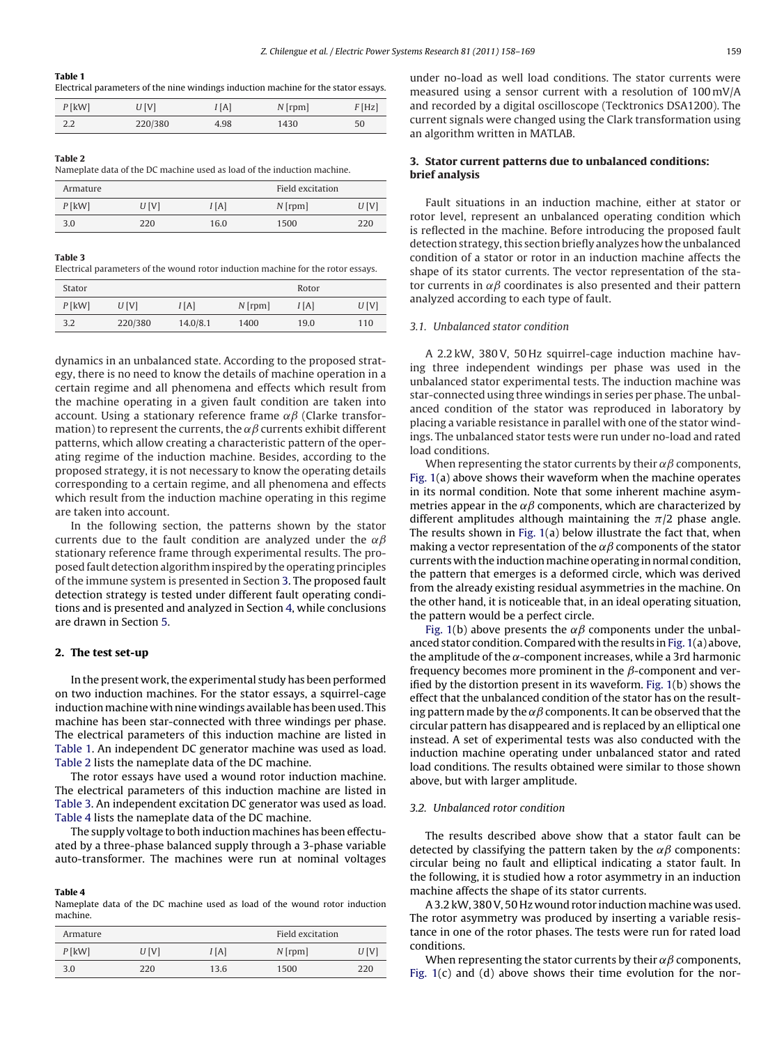**Table 1**
Electrical parameters of the nine windings induction machine for the stator essays.

| P [kW] | U [V] | I [A] | N [rpm] | F [Hz] |
|---|---|---|---|---|
| 2.2 | 220/380 | 4.98 | 1430 | 50 |

**Table 2**
Nameplate data of the DC machine used as load of the induction machine.

| Armature | | | | Field excitation |
|---|---|---|---|---|
| P [kW] | U [V] | I [A] | N [rpm] | U [V] |
| 3.0 | 220 | 16.0 | 1500 | 220 |

**Table 3**
Electrical parameters of the wound rotor induction machine for the rotor essays.

| Stator | | | | Rotor | |
|---|---|---|---|---|---|
| P [kW] | U [V] | I [A] | N [rpm] | I [A] | U [V] |
| 3.2 | 220/380 | 14.0/8.1 | 1400 | 19.0 | 110 |

dynamics in an unbalanced state. According to the proposed strategy, there is no need to know the details of machine operation in a certain regime and all phenomena and effects which result from the machine operating in a given fault condition are taken into account. Using a stationary reference frame $\alpha\beta$ (Clarke transformation) to represent the currents, the $\alpha\beta$ currents exhibit different patterns, which allow creating a characteristic pattern of the operating regime of the induction machine. Besides, according to the proposed strategy, it is not necessary to know the operating details corresponding to a certain regime, and all phenomena and effects which result from the induction machine operating in this regime are taken into account.

In the following section, the patterns shown by the stator currents due to the fault condition are analyzed under the $\alpha\beta$ stationary reference frame through experimental results. The proposed fault detection algorithm inspired by the operating principles of the immune system is presented in Section 3. The proposed fault detection strategy is tested under different fault operating conditions and is presented and analyzed in Section 4, while conclusions are drawn in Section 5.

## 2. The test set-up

In the present work, the experimental study has been performed on two induction machines. For the stator essays, a squirrel-cage induction machine with nine windings available has been used. This machine has been star-connected with three windings per phase. The electrical parameters of this induction machine are listed in Table 1. An independent DC generator machine was used as load. Table 2 lists the nameplate data of the DC machine.

The rotor essays have used a wound rotor induction machine. The electrical parameters of this induction machine are listed in Table 3. An independent excitation DC generator was used as load. Table 4 lists the nameplate data of the DC machine.

The supply voltage to both induction machines has been effectuated by a three-phase balanced supply through a 3-phase variable auto-transformer. The machines were run at nominal voltages under no-load as well load conditions. The stator currents were measured using a sensor current with a resolution of 100 mV/A and recorded by a digital oscilloscope (Tecktronics DSA1200). The current signals were changed using the Clark transformation using an algorithm written in MATLAB.

**Table 4**
Nameplate data of the DC machine used as load of the wound rotor induction machine.

| Armature | | | | Field excitation |
|---|---|---|---|---|
| P [kW] | U [V] | I [A] | N [rpm] | U [V] |
| 3.0 | 220 | 13.6 | 1500 | 220 |

## 3. Stator current patterns due to unbalanced conditions: brief analysis

Fault situations in an induction machine, either at stator or rotor level, represent an unbalanced operating condition which is reflected in the machine. Before introducing the proposed fault detection strategy, this section briefly analyzes how the unbalanced condition of a stator or rotor in an induction machine affects the shape of its stator currents. The vector representation of the stator currents in $\alpha\beta$ coordinates is also presented and their pattern analyzed according to each type of fault.

### 3.1. Unbalanced stator condition

A 2.2 kW, 380 V, 50 Hz squirrel-cage induction machine having three independent windings per phase was used in the unbalanced stator experimental tests. The induction machine was star-connected using three windings in series per phase. The unbalanced condition of the stator was reproduced in laboratory by placing a variable resistance in parallel with one of the stator windings. The unbalanced stator tests were run under no-load and rated load conditions.

When representing the stator currents by their $\alpha\beta$ components, Fig. 1(a) above shows their waveform when the machine operates in its normal condition. Note that some inherent machine asymmetries appear in the $\alpha\beta$ components, which are characterized by different amplitudes although maintaining the $\pi/2$ phase angle. The results shown in Fig. 1(a) below illustrate the fact that, when making a vector representation of the $\alpha\beta$ components of the stator currents with the induction machine operating in normal condition, the pattern that emerges is a deformed circle, which was derived from the already existing residual asymmetries in the machine. On the other hand, it is noticeable that, in an ideal operating situation, the pattern would be a perfect circle.

Fig. 1(b) above presents the $\alpha\beta$ components under the unbalanced stator condition. Compared with the results in Fig. 1(a) above, the amplitude of the $\alpha$-component increases, while a 3rd harmonic frequency becomes more prominent in the $\beta$-component and verified by the distortion present in its waveform. Fig. 1(b) shows the effect that the unbalanced condition of the stator has on the resulting pattern made by the $\alpha\beta$ components. It can be observed that the circular pattern has disappeared and is replaced by an elliptical one instead. A set of experimental tests was also conducted with the induction machine operating under unbalanced stator and rated load conditions. The results obtained were similar to those shown above, but with larger amplitude.

### 3.2. Unbalanced rotor condition

The results described above show that a stator fault can be detected by classifying the pattern taken by the $\alpha\beta$ components: circular being no fault and elliptical indicating a stator fault. In the following, it is studied how a rotor asymmetry in an induction machine affects the shape of its stator currents.

A 3.2 kW, 380 V, 50 Hz wound rotor induction machine was used. The rotor asymmetry was produced by inserting a variable resistance in one of the rotor phases. The tests were run for rated load conditions.

When representing the stator currents by their $\alpha\beta$ components, Fig. 1(c) and (d) above shows their time evolution for the nor-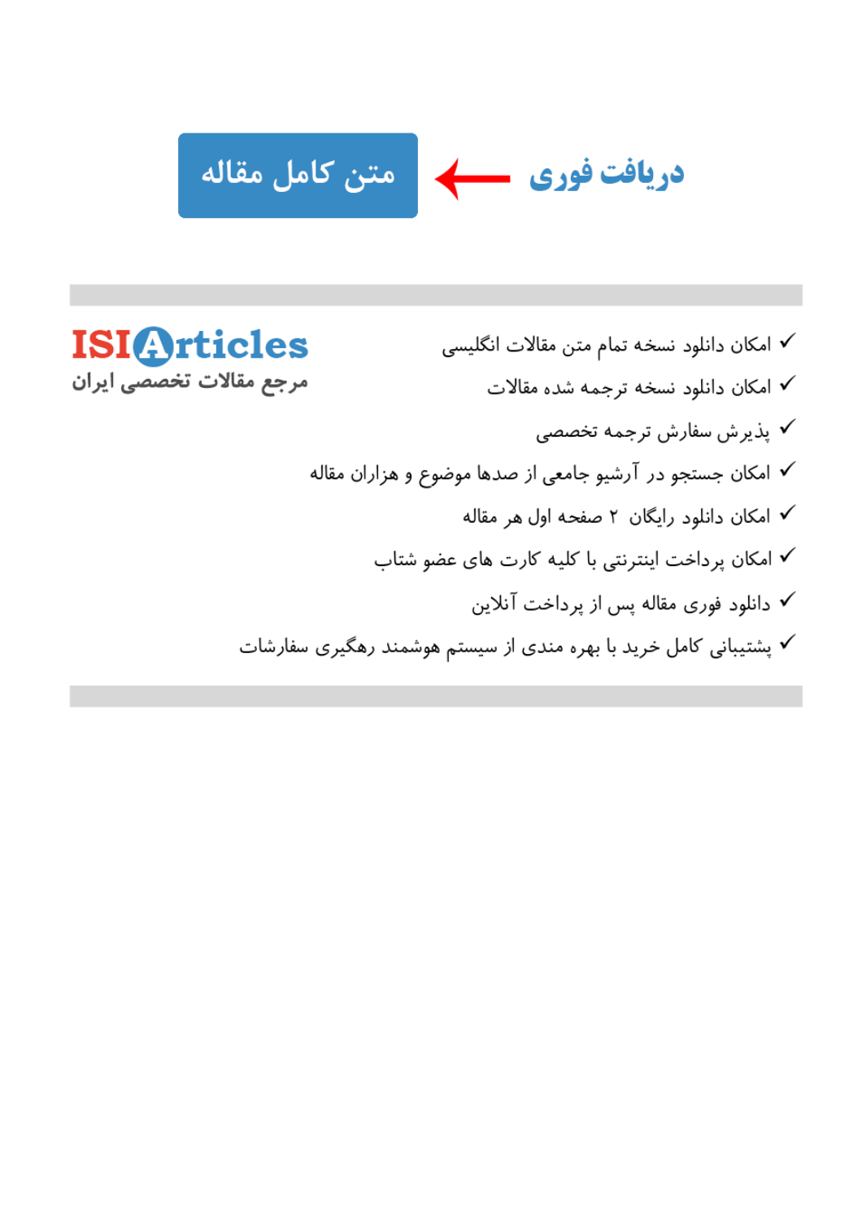دریافت فوری ← **متن کامل مقاله**

**ISIArticles**
مرجع مقالات تخصصی ایران

- ✓ امکان دانلود نسخه تمام متن مقالات انگلیسی
- ✓ امکان دانلود نسخه ترجمه شده مقالات
- ✓ پذیرش سفارش ترجمه تخصصی
- ✓ امکان جستجو در آرشیو جامعی از صدها موضوع و هزاران مقاله
- ✓ امکان دانلود رایگان ۲ صفحه اول هر مقاله
- ✓ امکان پرداخت اینترنتی با کلیه کارت های عضو شتاب
- ✓ دانلود فوری مقاله پس از پرداخت آنلاین
- ✓ پشتیبانی کامل خرید با بهره مندی از سیستم هوشمند رهگیری سفارشات